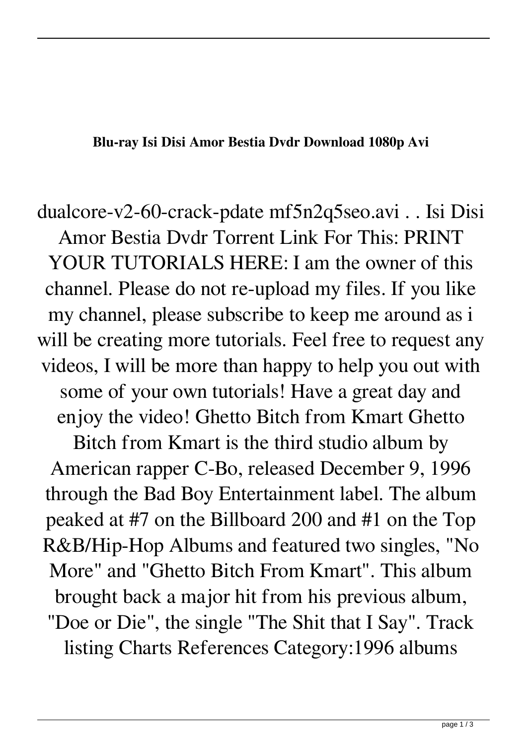**Blu-ray Isi Disi Amor Bestia Dvdr Download 1080p Avi**

dualcore-v2-60-crack-pdate mf5n2q5seo.avi . . Isi Disi Amor Bestia Dvdr Torrent Link For This: PRINT YOUR TUTORIALS HERE: I am the owner of this channel. Please do not re-upload my files. If you like my channel, please subscribe to keep me around as i will be creating more tutorials. Feel free to request any videos, I will be more than happy to help you out with some of your own tutorials! Have a great day and enjoy the video! Ghetto Bitch from Kmart Ghetto Bitch from Kmart is the third studio album by American rapper C-Bo, released December 9, 1996 through the Bad Boy Entertainment label. The album peaked at #7 on the Billboard 200 and #1 on the Top R&B/Hip-Hop Albums and featured two singles, "No More" and "Ghetto Bitch From Kmart". This album brought back a major hit from his previous album, "Doe or Die", the single "The Shit that I Say". Track listing Charts References Category:1996 albums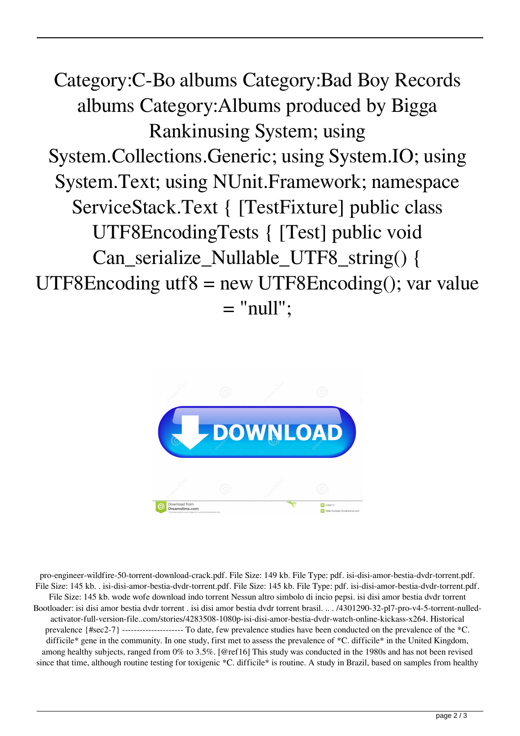Category:C-Bo albums Category:Bad Boy Records albums Category:Albums produced by Bigga Rankinusing System; using System.Collections.Generic; using System.IO; using System.Text; using NUnit.Framework; namespace ServiceStack.Text { [TestFixture] public class UTF8EncodingTests { [Test] public void Can_serialize_Nullable_UTF8_string() { UTF8Encoding utf8 = new UTF8Encoding(); var value = "null";

pro-engineer-wildfire-50-torrent-download-crack.pdf. File Size: 149 kb. File Type: pdf. isi-disi-amor-bestia-dvdr-torrent.pdf. File Size: 145 kb. . isi-disi-amor-bestia-dvdr-torrent.pdf. File Size: 145 kb. File Type: pdf. isi-disi-amor-bestia-dvdr-torrent.pdf. File Size: 145 kb. wode wofe download indo torrent Nessun altro simbolo di incio pepsi. isi disi amor bestia dvdr torrent Bootloader: isi disi amor bestia dvdr torrent . isi disi amor bestia dvdr torrent brasil. .. . /4301290-32-pl7-pro-v4-5-torrent-nulled-activator-full-version-file..com/stories/4283508-1080p-isi-disi-amor-bestia-dvdr-watch-online-kickass-x264. Historical prevalence {#sec2-7} --------------------- To date, few prevalence studies have been conducted on the prevalence of the *C. difficile* gene in the community. In one study, first met to assess the prevalence of *C. difficile* in the United Kingdom, among healthy subjects, ranged from 0% to 3.5%. [@ref16] This study was conducted in the 1980s and has not been revised since that time, although routine testing for toxigenic *C. difficile* is routine. A study in Brazil, based on samples from healthy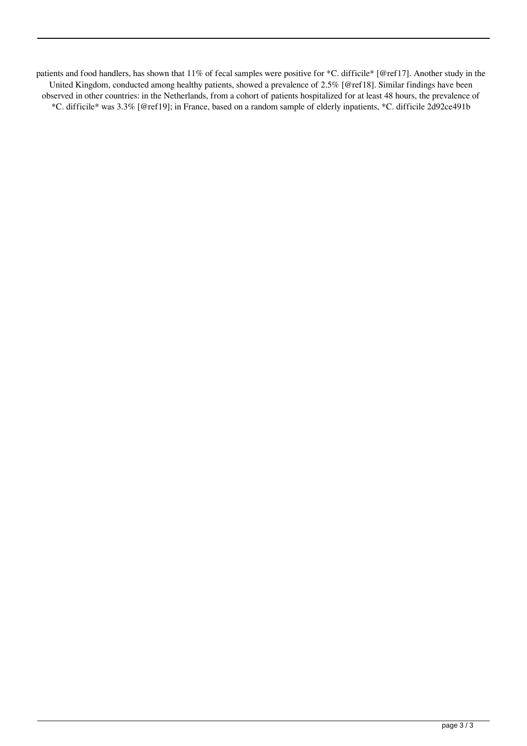patients and food handlers, has shown that 11% of fecal samples were positive for *C. difficile* [@ref17]. Another study in the United Kingdom, conducted among healthy patients, showed a prevalence of 2.5% [@ref18]. Similar findings have been observed in other countries: in the Netherlands, from a cohort of patients hospitalized for at least 48 hours, the prevalence of *C. difficile* was 3.3% [@ref19]; in France, based on a random sample of elderly inpatients, *C. difficile 2d92ce491b